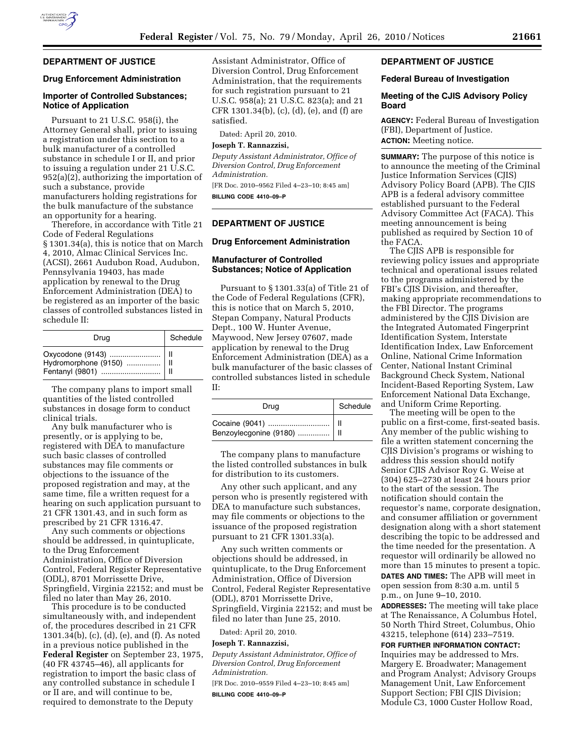## DEPARTMENT OF JUSTICE

### Drug Enforcement Administration

### Importer of Controlled Substances; Notice of Application

Pursuant to 21 U.S.C. 958(i), the Attorney General shall, prior to issuing a registration under this section to a bulk manufacturer of a controlled substance in schedule I or II, and prior to issuing a regulation under 21 U.S.C. 952(a)(2), authorizing the importation of such a substance, provide manufacturers holding registrations for the bulk manufacture of the substance an opportunity for a hearing.

Therefore, in accordance with Title 21 Code of Federal Regulations § 1301.34(a), this is notice that on March 4, 2010, Almac Clinical Services Inc. (ACSI), 2661 Audubon Road, Audubon, Pennsylvania 19403, has made application by renewal to the Drug Enforcement Administration (DEA) to be registered as an importer of the basic classes of controlled substances listed in schedule II:

| Drug | Schedule |
| --- | --- |
| Oxycodone (9143) | II |
| Hydromorphone (9150) | II |
| Fentanyl (9801) | II |

The company plans to import small quantities of the listed controlled substances in dosage form to conduct clinical trials.

Any bulk manufacturer who is presently, or is applying to be, registered with DEA to manufacture such basic classes of controlled substances may file comments or objections to the issuance of the proposed registration and may, at the same time, file a written request for a hearing on such application pursuant to 21 CFR 1301.43, and in such form as prescribed by 21 CFR 1316.47.

Any such comments or objections should be addressed, in quintuplicate, to the Drug Enforcement Administration, Office of Diversion Control, Federal Register Representative (ODL), 8701 Morrissette Drive, Springfield, Virginia 22152; and must be filed no later than May 26, 2010.

This procedure is to be conducted simultaneously with, and independent of, the procedures described in 21 CFR 1301.34(b), (c), (d), (e), and (f). As noted in a previous notice published in the **Federal Register** on September 23, 1975, (40 FR 43745–46), all applicants for registration to import the basic class of any controlled substance in schedule I or II are, and will continue to be, required to demonstrate to the Deputy Assistant Administrator, Office of Diversion Control, Drug Enforcement Administration, that the requirements for such registration pursuant to 21 U.S.C. 958(a); 21 U.S.C. 823(a); and 21 CFR 1301.34(b), (c), (d), (e), and (f) are satisfied.

Dated: April 20, 2010.

**Joseph T. Rannazzisi,**

*Deputy Assistant Administrator, Office of Diversion Control, Drug Enforcement Administration.*

[FR Doc. 2010–9562 Filed 4–23–10; 8:45 am]

**BILLING CODE 4410–09–P**

## DEPARTMENT OF JUSTICE

### Drug Enforcement Administration

### Manufacturer of Controlled Substances; Notice of Application

Pursuant to § 1301.33(a) of Title 21 of the Code of Federal Regulations (CFR), this is notice that on March 5, 2010, Stepan Company, Natural Products Dept., 100 W. Hunter Avenue, Maywood, New Jersey 07607, made application by renewal to the Drug Enforcement Administration (DEA) as a bulk manufacturer of the basic classes of controlled substances listed in schedule II:

| Drug | Schedule |
| --- | --- |
| Cocaine (9041) | II |
| Benzoylecgonine (9180) | II |

The company plans to manufacture the listed controlled substances in bulk for distribution to its customers.

Any other such applicant, and any person who is presently registered with DEA to manufacture such substances, may file comments or objections to the issuance of the proposed registration pursuant to 21 CFR 1301.33(a).

Any such written comments or objections should be addressed, in quintuplicate, to the Drug Enforcement Administration, Office of Diversion Control, Federal Register Representative (ODL), 8701 Morrissette Drive, Springfield, Virginia 22152; and must be filed no later than June 25, 2010.

Dated: April 20, 2010.

**Joseph T. Rannazzisi,**

*Deputy Assistant Administrator, Office of Diversion Control, Drug Enforcement Administration.*

[FR Doc. 2010–9559 Filed 4–23–10; 8:45 am]

**BILLING CODE 4410–09–P**

## DEPARTMENT OF JUSTICE

### Federal Bureau of Investigation

### Meeting of the CJIS Advisory Policy Board

**AGENCY:** Federal Bureau of Investigation (FBI), Department of Justice.

**ACTION:** Meeting notice.

**SUMMARY:** The purpose of this notice is to announce the meeting of the Criminal Justice Information Services (CJIS) Advisory Policy Board (APB). The CJIS APB is a federal advisory committee established pursuant to the Federal Advisory Committee Act (FACA). This meeting announcement is being published as required by Section 10 of the FACA.

The CJIS APB is responsible for reviewing policy issues and appropriate technical and operational issues related to the programs administered by the FBI's CJIS Division, and thereafter, making appropriate recommendations to the FBI Director. The programs administered by the CJIS Division are the Integrated Automated Fingerprint Identification System, Interstate Identification Index, Law Enforcement Online, National Crime Information Center, National Instant Criminal Background Check System, National Incident-Based Reporting System, Law Enforcement National Data Exchange, and Uniform Crime Reporting.

The meeting will be open to the public on a first-come, first-seated basis. Any member of the public wishing to file a written statement concerning the CJIS Division's programs or wishing to address this session should notify Senior CJIS Advisor Roy G. Weise at (304) 625–2730 at least 24 hours prior to the start of the session. The notification should contain the requestor's name, corporate designation, and consumer affiliation or government designation along with a short statement describing the topic to be addressed and the time needed for the presentation. A requestor will ordinarily be allowed no more than 15 minutes to present a topic.

**DATES AND TIMES:** The APB will meet in open session from 8:30 a.m. until 5 p.m., on June 9–10, 2010.

**ADDRESSES:** The meeting will take place at The Renaissance, A Columbus Hotel, 50 North Third Street, Columbus, Ohio 43215, telephone (614) 233–7519.

**FOR FURTHER INFORMATION CONTACT:** Inquiries may be addressed to Mrs. Margery E. Broadwater; Management and Program Analyst; Advisory Groups Management Unit, Law Enforcement Support Section; FBI CJIS Division; Module C3, 1000 Custer Hollow Road,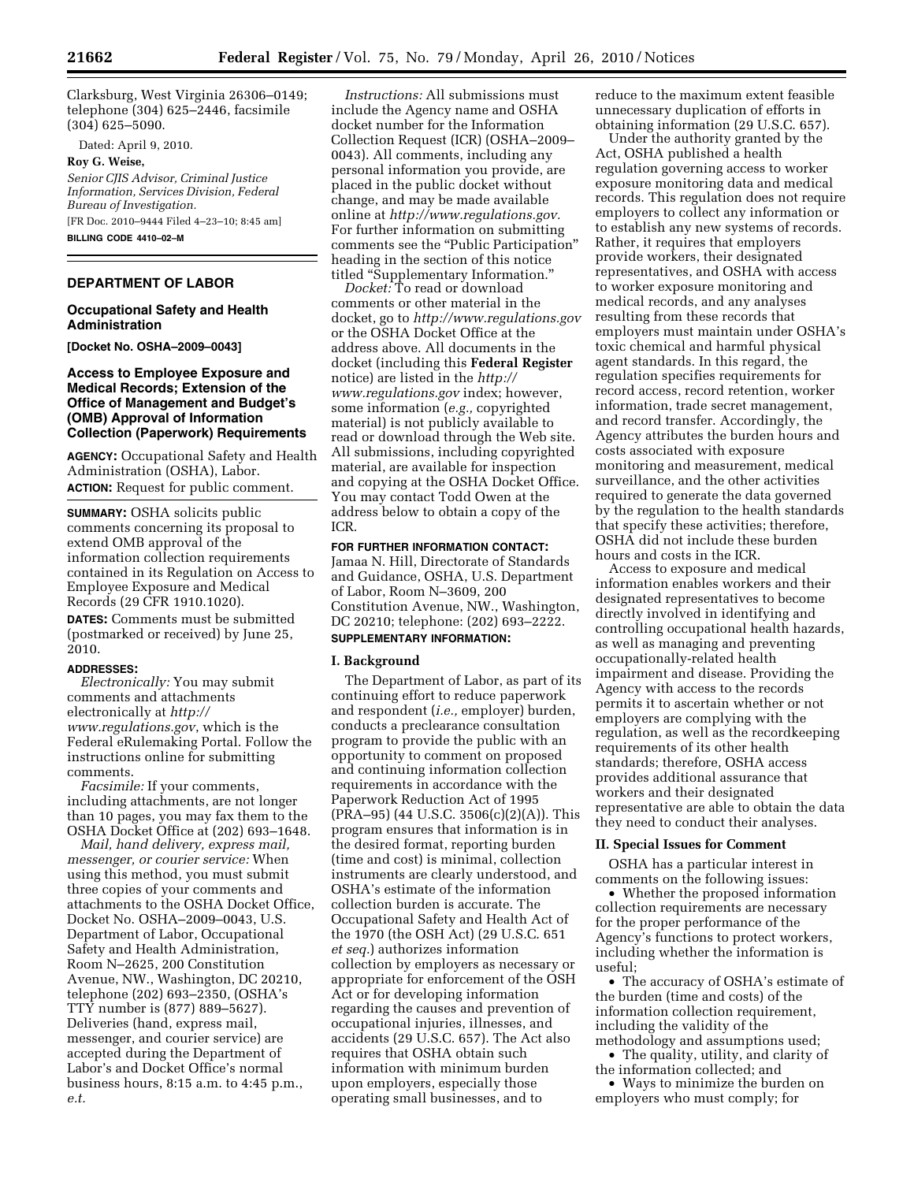Clarksburg, West Virginia 26306–0149; telephone (304) 625–2446, facsimile (304) 625–5090.

Dated: April 9, 2010.

**Roy G. Weise,**

*Senior CJIS Advisor, Criminal Justice Information, Services Division, Federal Bureau of Investigation.*

[FR Doc. 2010–9444 Filed 4–23–10; 8:45 am]

**BILLING CODE 4410–02–M**

## DEPARTMENT OF LABOR

### Occupational Safety and Health Administration

**[Docket No. OSHA–2009–0043]**

### Access to Employee Exposure and Medical Records; Extension of the Office of Management and Budget's (OMB) Approval of Information Collection (Paperwork) Requirements

**AGENCY:** Occupational Safety and Health Administration (OSHA), Labor.

**ACTION:** Request for public comment.

**SUMMARY:** OSHA solicits public comments concerning its proposal to extend OMB approval of the information collection requirements contained in its Regulation on Access to Employee Exposure and Medical Records (29 CFR 1910.1020).

**DATES:** Comments must be submitted (postmarked or received) by June 25, 2010.

**ADDRESSES:**

*Electronically:* You may submit comments and attachments electronically at *http://www.regulations.gov*, which is the Federal eRulemaking Portal. Follow the instructions online for submitting comments.

*Facsimile:* If your comments, including attachments, are not longer than 10 pages, you may fax them to the OSHA Docket Office at (202) 693–1648.

*Mail, hand delivery, express mail, messenger, or courier service:* When using this method, you must submit three copies of your comments and attachments to the OSHA Docket Office, Docket No. OSHA–2009–0043, U.S. Department of Labor, Occupational Safety and Health Administration, Room N–2625, 200 Constitution Avenue, NW., Washington, DC 20210, telephone (202) 693–2350, (OSHA's TTY number is (877) 889–5627). Deliveries (hand, express mail, messenger, and courier service) are accepted during the Department of Labor's and Docket Office's normal business hours, 8:15 a.m. to 4:45 p.m., *e.t.*

*Instructions:* All submissions must include the Agency name and OSHA docket number for the Information Collection Request (ICR) (OSHA–2009–0043). All comments, including any personal information you provide, are placed in the public docket without change, and may be made available online at *http://www.regulations.gov*. For further information on submitting comments see the "Public Participation" heading in the section of this notice titled "Supplementary Information."

*Docket:* To read or download comments or other material in the docket, go to *http://www.regulations.gov* or the OSHA Docket Office at the address above. All documents in the docket (including this **Federal Register** notice) are listed in the *http://www.regulations.gov* index; however, some information (*e.g.,* copyrighted material) is not publicly available to read or download through the Web site. All submissions, including copyrighted material, are available for inspection and copying at the OSHA Docket Office. You may contact Todd Owen at the address below to obtain a copy of the ICR.

**FOR FURTHER INFORMATION CONTACT:** Jamaa N. Hill, Directorate of Standards and Guidance, OSHA, U.S. Department of Labor, Room N–3609, 200 Constitution Avenue, NW., Washington, DC 20210; telephone: (202) 693–2222.

**SUPPLEMENTARY INFORMATION:**

### I. Background

The Department of Labor, as part of its continuing effort to reduce paperwork and respondent (*i.e.,* employer) burden, conducts a preclearance consultation program to provide the public with an opportunity to comment on proposed and continuing information collection requirements in accordance with the Paperwork Reduction Act of 1995 (PRA–95) (44 U.S.C. 3506(c)(2)(A)). This program ensures that information is in the desired format, reporting burden (time and cost) is minimal, collection instruments are clearly understood, and OSHA's estimate of the information collection burden is accurate. The Occupational Safety and Health Act of the 1970 (the OSH Act) (29 U.S.C. 651 *et seq.*) authorizes information collection by employers as necessary or appropriate for enforcement of the OSH Act or for developing information regarding the causes and prevention of occupational injuries, illnesses, and accidents (29 U.S.C. 657). The Act also requires that OSHA obtain such information with minimum burden upon employers, especially those operating small businesses, and to reduce to the maximum extent feasible unnecessary duplication of efforts in obtaining information (29 U.S.C. 657).

Under the authority granted by the Act, OSHA published a health regulation governing access to worker exposure monitoring data and medical records. This regulation does not require employers to collect any information or to establish any new systems of records. Rather, it requires that employers provide workers, their designated representatives, and OSHA with access to worker exposure monitoring and medical records, and any analyses resulting from these records that employers must maintain under OSHA's toxic chemical and harmful physical agent standards. In this regard, the regulation specifies requirements for record access, record retention, worker information, trade secret management, and record transfer. Accordingly, the Agency attributes the burden hours and costs associated with exposure monitoring and measurement, medical surveillance, and the other activities required to generate the data governed by the regulation to the health standards that specify these activities; therefore, OSHA did not include these burden hours and costs in the ICR.

Access to exposure and medical information enables workers and their designated representatives to become directly involved in identifying and controlling occupational health hazards, as well as managing and preventing occupationally-related health impairment and disease. Providing the Agency with access to the records permits it to ascertain whether or not employers are complying with the regulation, as well as the recordkeeping requirements of its other health standards; therefore, OSHA access provides additional assurance that workers and their designated representative are able to obtain the data they need to conduct their analyses.

### II. Special Issues for Comment

OSHA has a particular interest in comments on the following issues:

- Whether the proposed information collection requirements are necessary for the proper performance of the Agency's functions to protect workers, including whether the information is useful;
- The accuracy of OSHA's estimate of the burden (time and costs) of the information collection requirement, including the validity of the methodology and assumptions used;
- The quality, utility, and clarity of the information collected; and
- Ways to minimize the burden on employers who must comply; for